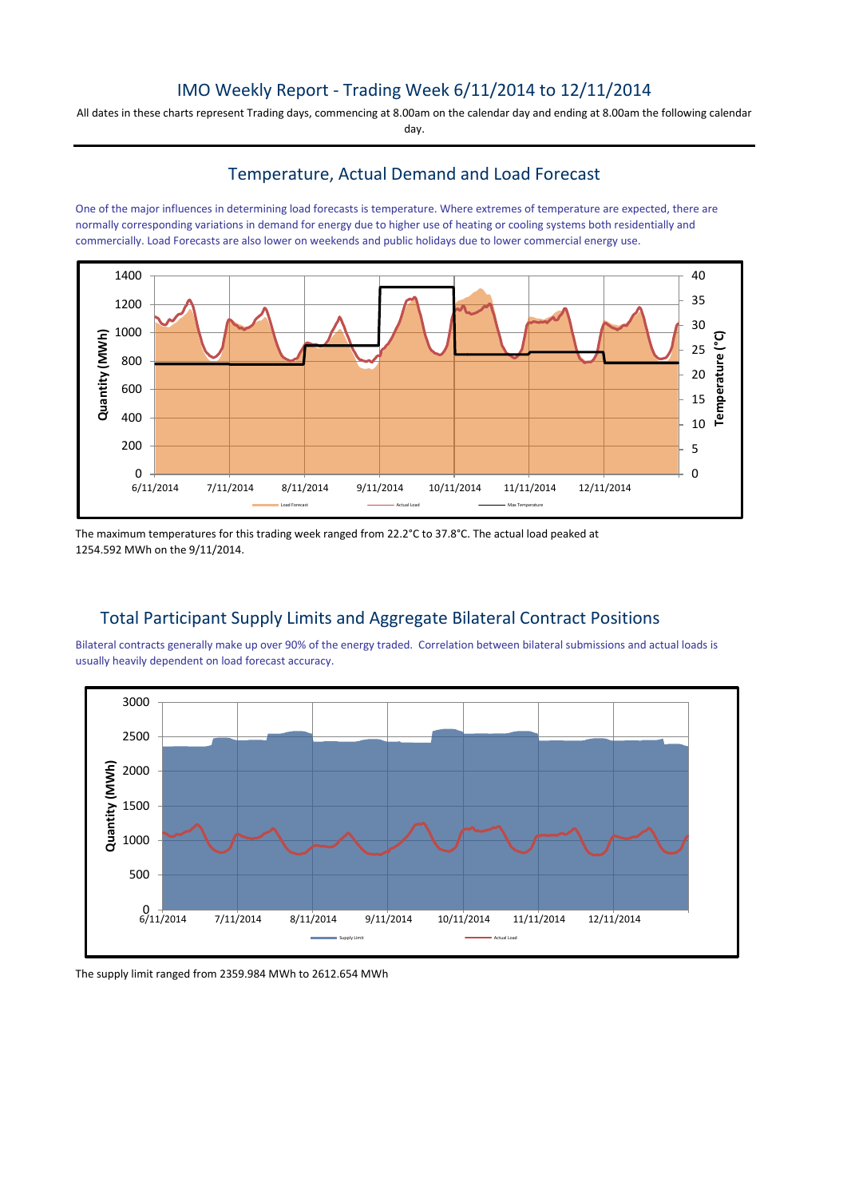# IMO Weekly Report - Trading Week 6/11/2014 to 12/11/2014

All dates in these charts represent Trading days, commencing at 8.00am on the calendar day and ending at 8.00am the following calendar day.

## Temperature, Actual Demand and Load Forecast

One of the major influences in determining load forecasts is temperature. Where extremes of temperature are expected, there are normally corresponding variations in demand for energy due to higher use of heating or cooling systems both residentially and commercially. Load Forecasts are also lower on weekends and public holidays due to lower commercial energy use.

Quantity (MWh)
1400
1200
1000
800
600
400
200
0
Temperature (°C)
40
35
30
25
20
15
10
5
0
6/11/2014 7/11/2014 8/11/2014 9/11/2014 10/11/2014 11/11/2014 12/11/2014
Load Forecast
Actual Load
Max Temperature

The maximum temperatures for this trading week ranged from 22.2°C to 37.8°C. The actual load peaked at 1254.592 MWh on the 9/11/2014.

## Total Participant Supply Limits and Aggregate Bilateral Contract Positions

Bilateral contracts generally make up over 90% of the energy traded. Correlation between bilateral submissions and actual loads is usually heavily dependent on load forecast accuracy.

Quantity (MWh)
3000
2500
2000
1500
1000
500
0
6/11/2014 7/11/2014 8/11/2014 9/11/2014 10/11/2014 11/11/2014 12/11/2014
Supply Limit
Actual Load

The supply limit ranged from 2359.984 MWh to 2612.654 MWh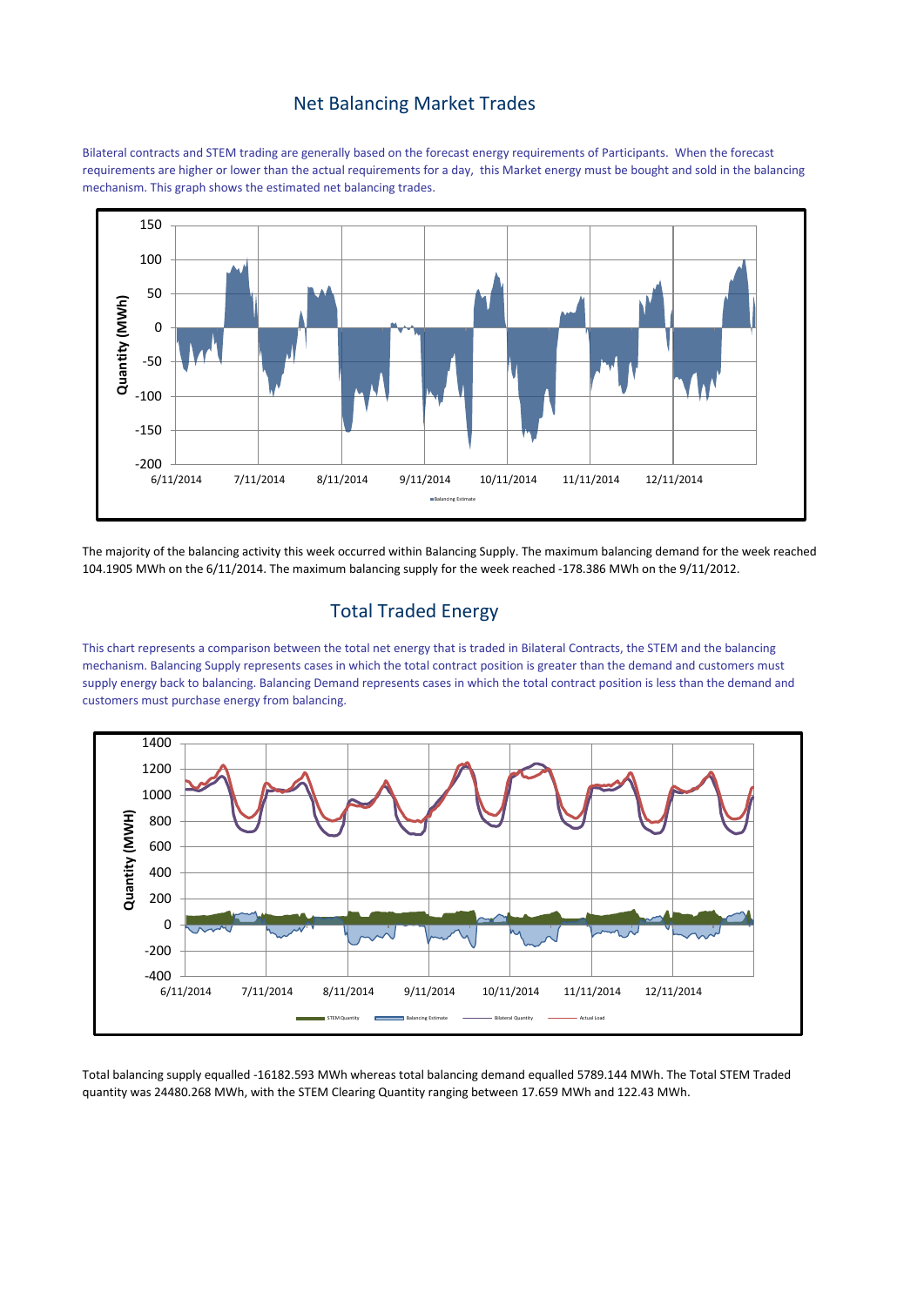## Net Balancing Market Trades

Bilateral contracts and STEM trading are generally based on the forecast energy requirements of Participants. When the forecast requirements are higher or lower than the actual requirements for a day, this Market energy must be bought and sold in the balancing mechanism. This graph shows the estimated net balancing trades.

Quantity (MWh)

150
100
50
0
-50
-100
-150
-200

6/11/2014
7/11/2014
8/11/2014
9/11/2014
10/11/2014
11/11/2014
12/11/2014

Balancing Estimate

The majority of the balancing activity this week occurred within Balancing Supply. The maximum balancing demand for the week reached 104.1905 MWh on the 6/11/2014. The maximum balancing supply for the week reached -178.386 MWh on the 9/11/2012.

## Total Traded Energy

This chart represents a comparison between the total net energy that is traded in Bilateral Contracts, the STEM and the balancing mechanism. Balancing Supply represents cases in which the total contract position is greater than the demand and customers must supply energy back to balancing. Balancing Demand represents cases in which the total contract position is less than the demand and customers must purchase energy from balancing.

Quantity (MWH)

1400
1200
1000
800
600
400
200
0
-200
-400

6/11/2014
7/11/2014
8/11/2014
9/11/2014
10/11/2014
11/11/2014
12/11/2014

STEM Quantity
Balancing Estimate
Bilateral Quantity
Actual Load

Total balancing supply equalled -16182.593 MWh whereas total balancing demand equalled 5789.144 MWh. The Total STEM Traded quantity was 24480.268 MWh, with the STEM Clearing Quantity ranging between 17.659 MWh and 122.43 MWh.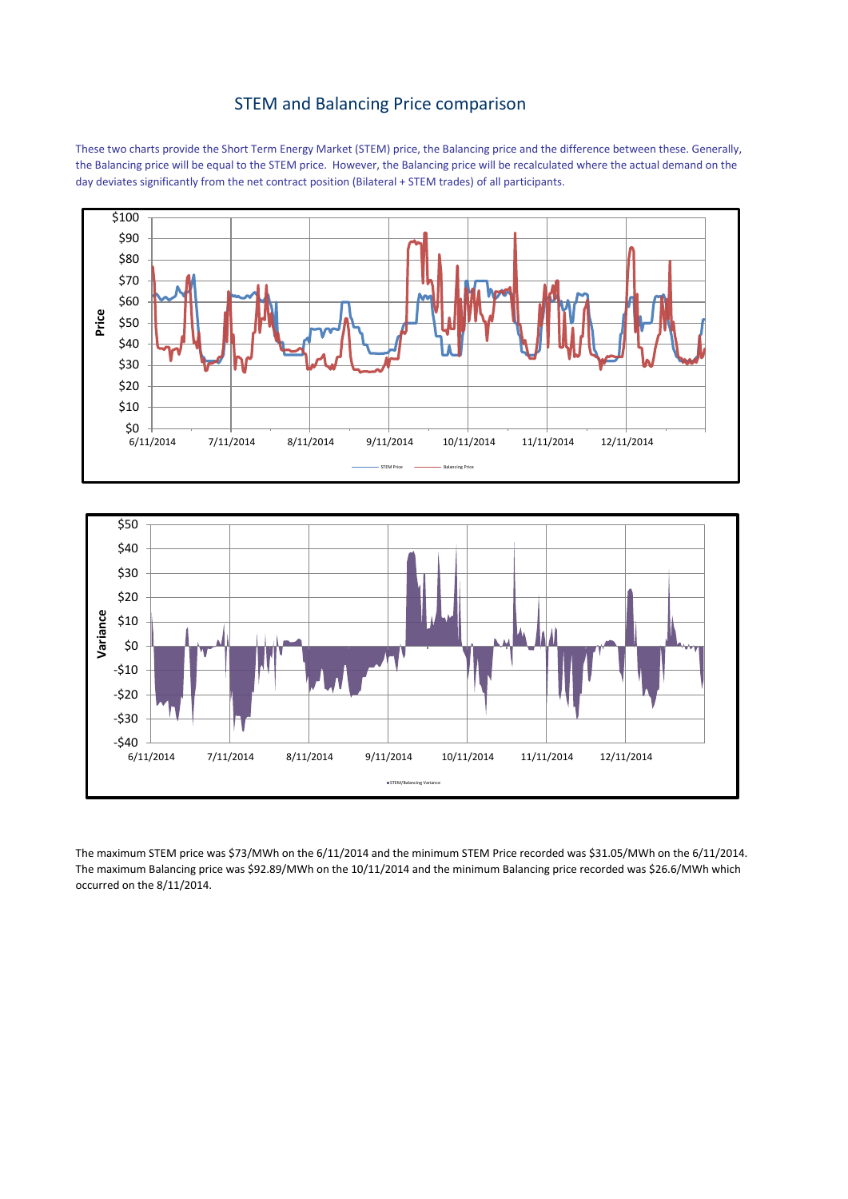# STEM and Balancing Price comparison

These two charts provide the Short Term Energy Market (STEM) price, the Balancing price and the difference between these. Generally, the Balancing price will be equal to the STEM price. However, the Balancing price will be recalculated where the actual demand on the day deviates significantly from the net contract position (Bilateral + STEM trades) of all participants.

Price

$100
$90
$80
$70
$60
$50
$40
$30
$20
$10
$0

6/11/2014
7/11/2014
8/11/2014
9/11/2014
10/11/2014
11/11/2014
12/11/2014

STEM Price
Balancing Price

Variance

$50
$40
$30
$20
$10
$0
-$10
-$20
-$30
-$40

6/11/2014
7/11/2014
8/11/2014
9/11/2014
10/11/2014
11/11/2014
12/11/2014

STEM/Balancing Variance

The maximum STEM price was $73/MWh on the 6/11/2014 and the minimum STEM Price recorded was $31.05/MWh on the 6/11/2014. The maximum Balancing price was $92.89/MWh on the 10/11/2014 and the minimum Balancing price recorded was $26.6/MWh which occurred on the 8/11/2014.